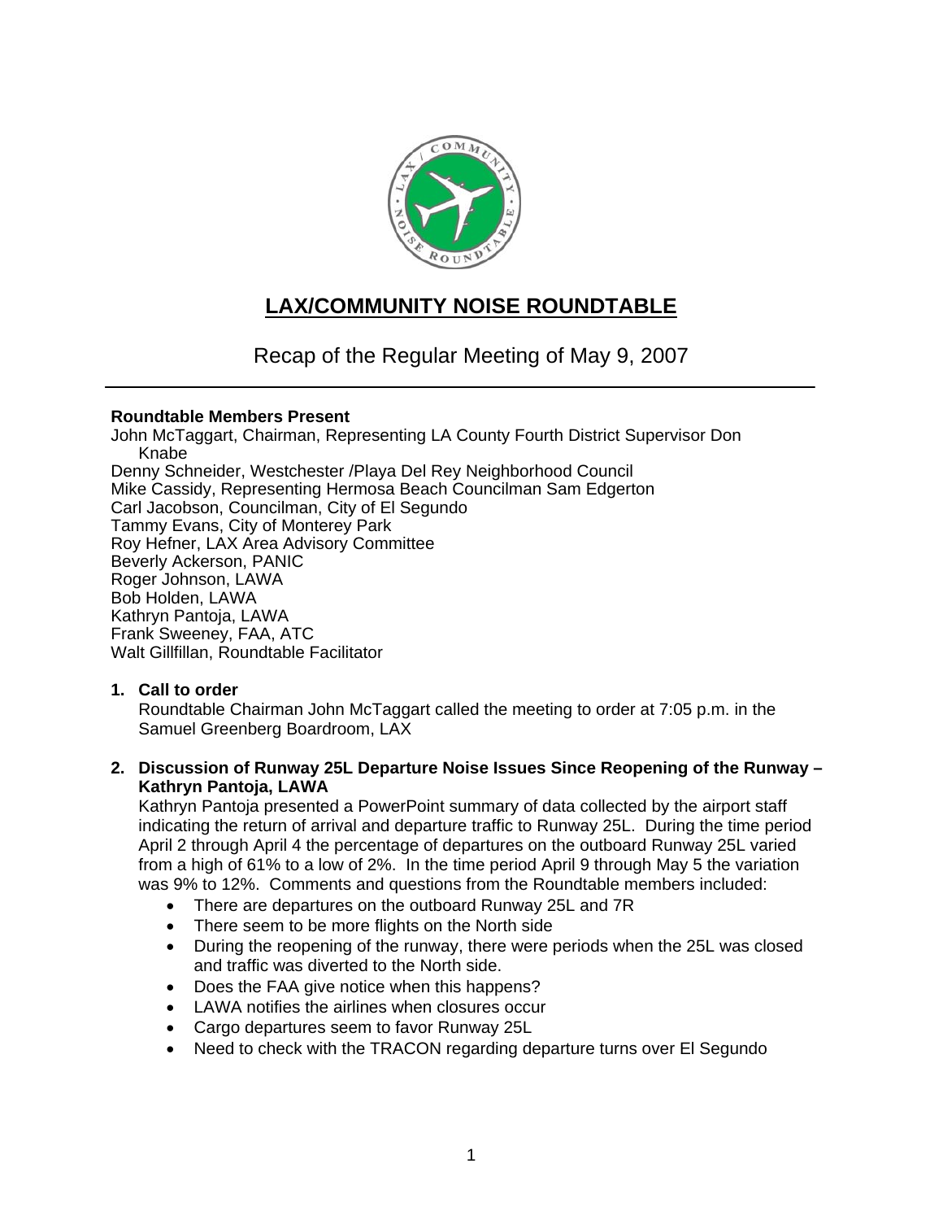# LAX/COMMUNITY NOISE ROUNDTABLE

Recap of the Regular Meeting of May 9, 2007

**Roundtable Members Present**

John McTaggart, Chairman, Representing LA County Fourth District Supervisor Don Knabe
Denny Schneider, Westchester /Playa Del Rey Neighborhood Council
Mike Cassidy, Representing Hermosa Beach Councilman Sam Edgerton
Carl Jacobson, Councilman, City of El Segundo
Tammy Evans, City of Monterey Park
Roy Hefner, LAX Area Advisory Committee
Beverly Ackerson, PANIC
Roger Johnson, LAWA
Bob Holden, LAWA
Kathryn Pantoja, LAWA
Frank Sweeney, FAA, ATC
Walt Gillfillan, Roundtable Facilitator

1. **Call to order**

   Roundtable Chairman John McTaggart called the meeting to order at 7:05 p.m. in the Samuel Greenberg Boardroom, LAX

2. **Discussion of Runway 25L Departure Noise Issues Since Reopening of the Runway – Kathryn Pantoja, LAWA**

   Kathryn Pantoja presented a PowerPoint summary of data collected by the airport staff indicating the return of arrival and departure traffic to Runway 25L. During the time period April 2 through April 4 the percentage of departures on the outboard Runway 25L varied from a high of 61% to a low of 2%. In the time period April 9 through May 5 the variation was 9% to 12%. Comments and questions from the Roundtable members included:

   - There are departures on the outboard Runway 25L and 7R
   - There seem to be more flights on the North side
   - During the reopening of the runway, there were periods when the 25L was closed and traffic was diverted to the North side.
   - Does the FAA give notice when this happens?
   - LAWA notifies the airlines when closures occur
   - Cargo departures seem to favor Runway 25L
   - Need to check with the TRACON regarding departure turns over El Segundo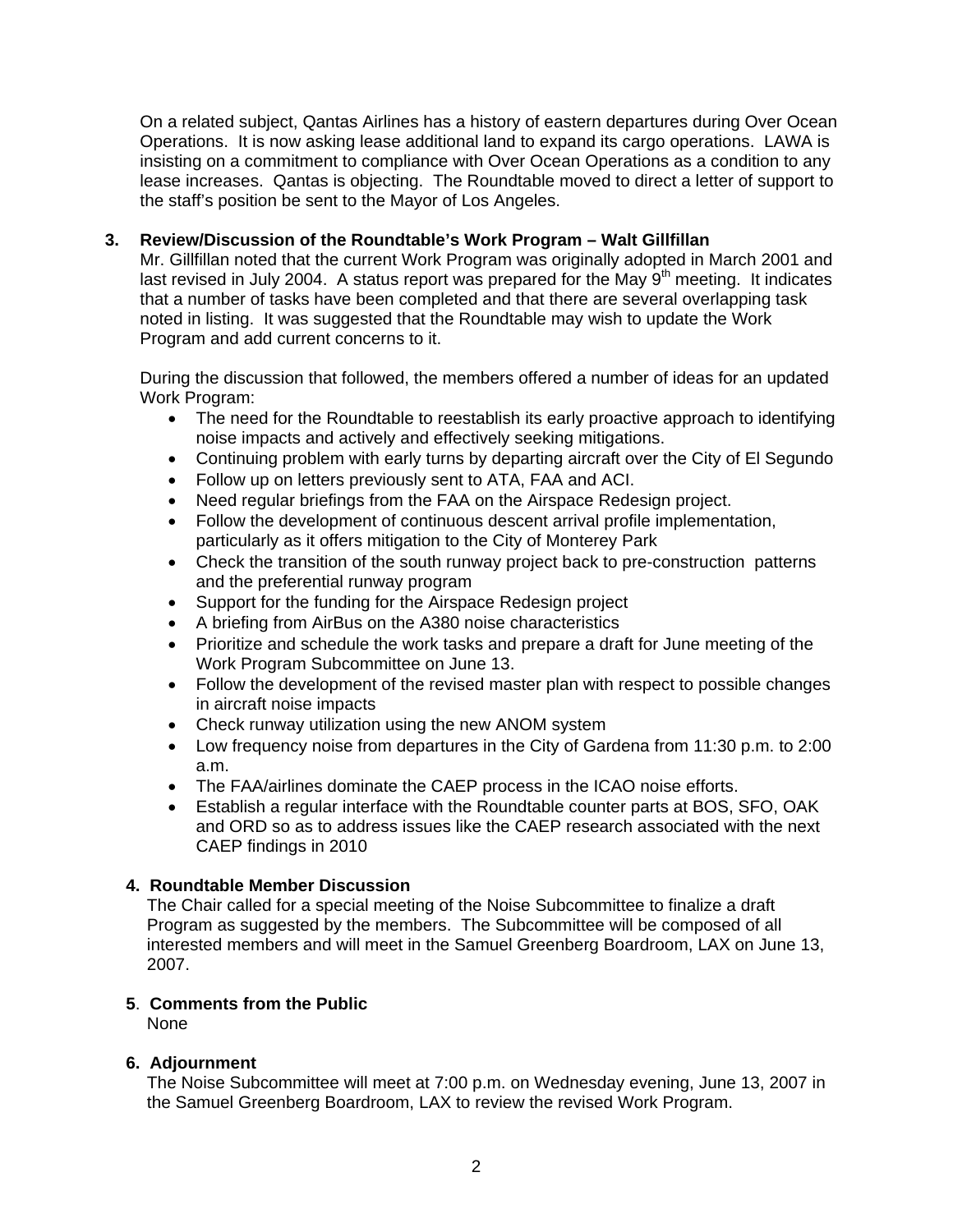On a related subject, Qantas Airlines has a history of eastern departures during Over Ocean Operations. It is now asking lease additional land to expand its cargo operations. LAWA is insisting on a commitment to compliance with Over Ocean Operations as a condition to any lease increases. Qantas is objecting. The Roundtable moved to direct a letter of support to the staff's position be sent to the Mayor of Los Angeles.

**3. Review/Discussion of the Roundtable's Work Program – Walt Gillfillan**

Mr. Gillfillan noted that the current Work Program was originally adopted in March 2001 and last revised in July 2004. A status report was prepared for the May 9th meeting. It indicates that a number of tasks have been completed and that there are several overlapping task noted in listing. It was suggested that the Roundtable may wish to update the Work Program and add current concerns to it.

During the discussion that followed, the members offered a number of ideas for an updated Work Program:

- The need for the Roundtable to reestablish its early proactive approach to identifying noise impacts and actively and effectively seeking mitigations.
- Continuing problem with early turns by departing aircraft over the City of El Segundo
- Follow up on letters previously sent to ATA, FAA and ACI.
- Need regular briefings from the FAA on the Airspace Redesign project.
- Follow the development of continuous descent arrival profile implementation, particularly as it offers mitigation to the City of Monterey Park
- Check the transition of the south runway project back to pre-construction patterns and the preferential runway program
- Support for the funding for the Airspace Redesign project
- A briefing from AirBus on the A380 noise characteristics
- Prioritize and schedule the work tasks and prepare a draft for June meeting of the Work Program Subcommittee on June 13.
- Follow the development of the revised master plan with respect to possible changes in aircraft noise impacts
- Check runway utilization using the new ANOM system
- Low frequency noise from departures in the City of Gardena from 11:30 p.m. to 2:00 a.m.
- The FAA/airlines dominate the CAEP process in the ICAO noise efforts.
- Establish a regular interface with the Roundtable counter parts at BOS, SFO, OAK and ORD so as to address issues like the CAEP research associated with the next CAEP findings in 2010

**4. Roundtable Member Discussion**

The Chair called for a special meeting of the Noise Subcommittee to finalize a draft Program as suggested by the members. The Subcommittee will be composed of all interested members and will meet in the Samuel Greenberg Boardroom, LAX on June 13, 2007.

**5. Comments from the Public**

None

**6. Adjournment**

The Noise Subcommittee will meet at 7:00 p.m. on Wednesday evening, June 13, 2007 in the Samuel Greenberg Boardroom, LAX to review the revised Work Program.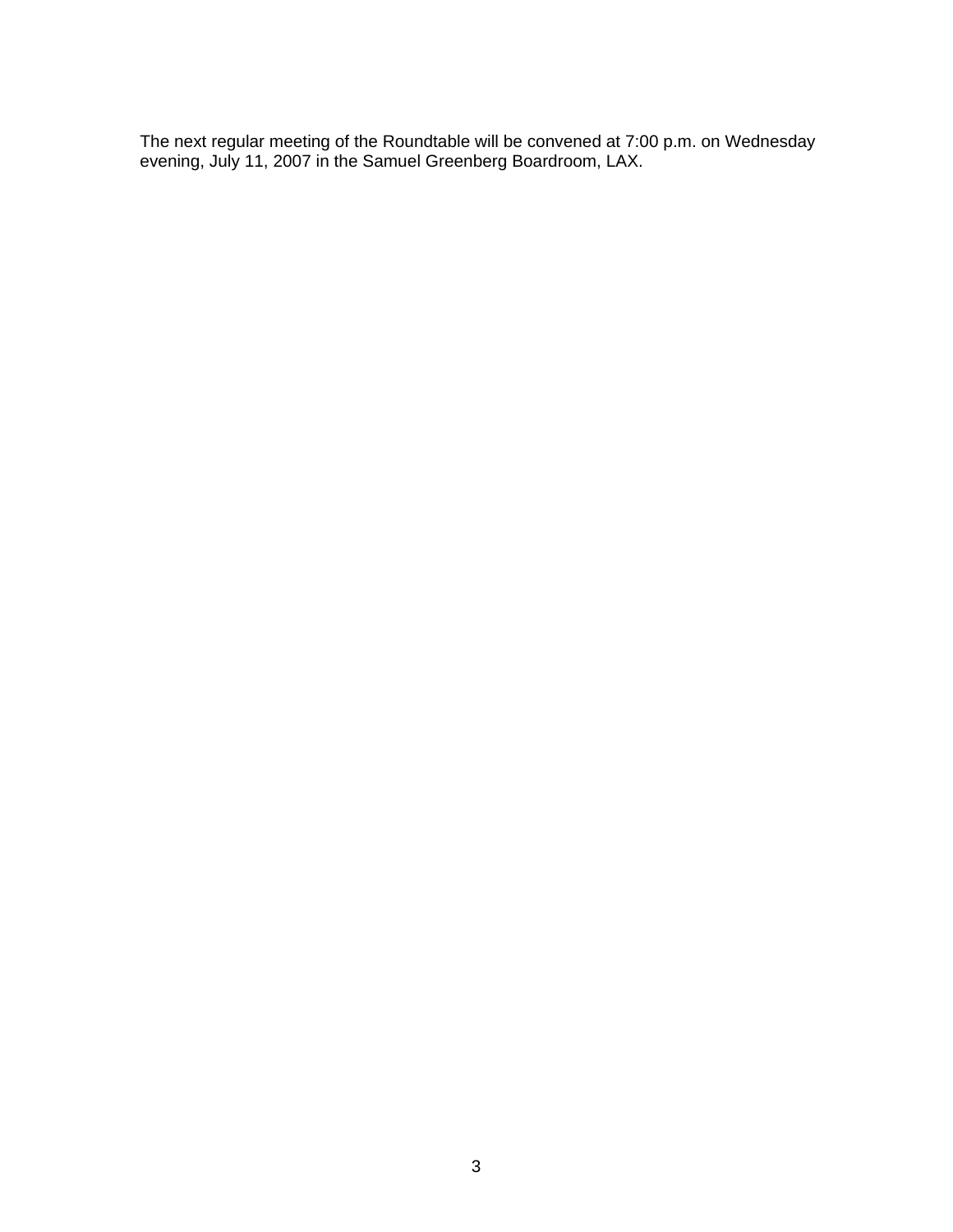The next regular meeting of the Roundtable will be convened at 7:00 p.m. on Wednesday evening, July 11, 2007 in the Samuel Greenberg Boardroom, LAX.